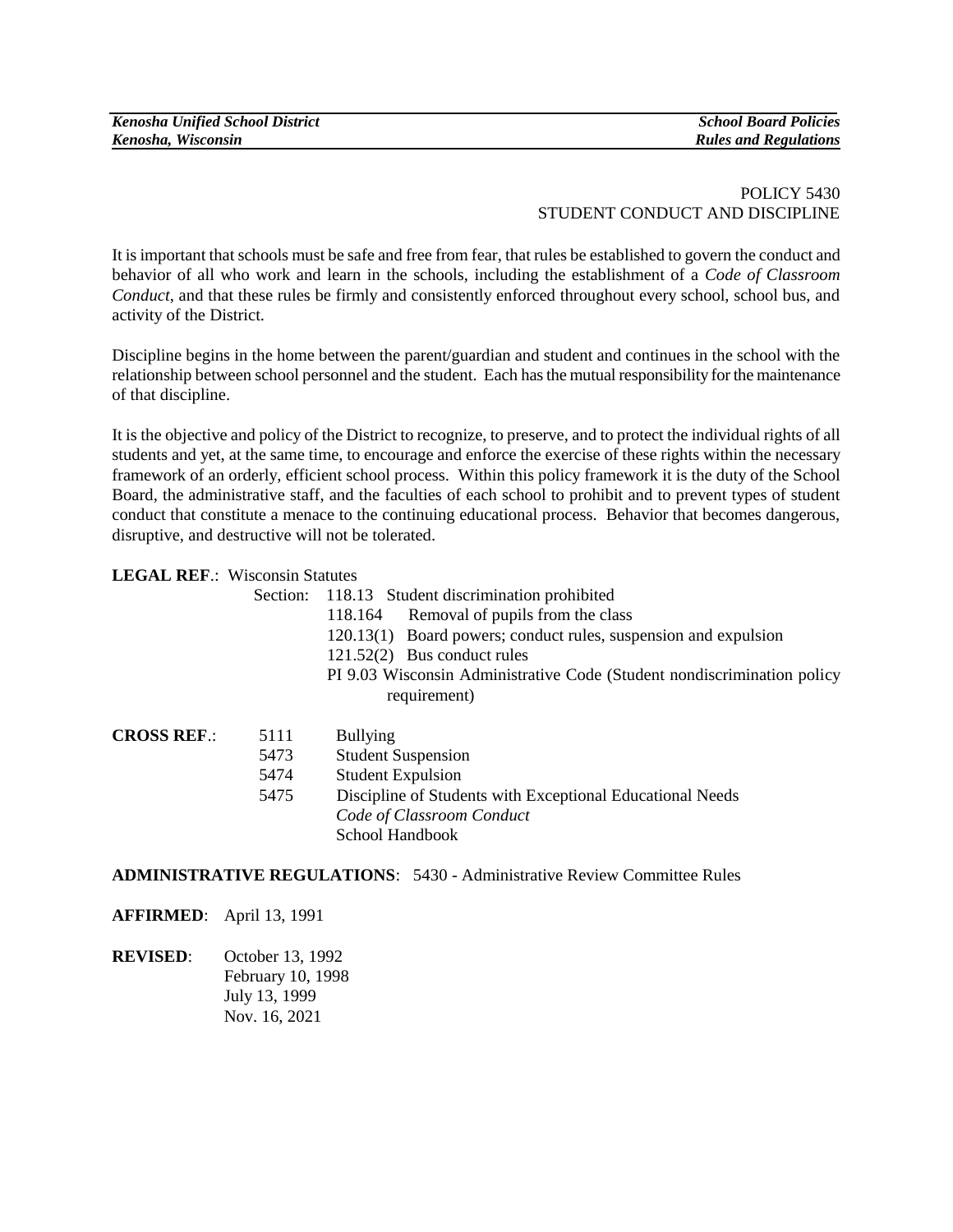# POLICY 5430
# STUDENT CONDUCT AND DISCIPLINE

It is important that schools must be safe and free from fear, that rules be established to govern the conduct and behavior of all who work and learn in the schools, including the establishment of a *Code of Classroom Conduct*, and that these rules be firmly and consistently enforced throughout every school, school bus, and activity of the District.

Discipline begins in the home between the parent/guardian and student and continues in the school with the relationship between school personnel and the student. Each has the mutual responsibility for the maintenance of that discipline.

It is the objective and policy of the District to recognize, to preserve, and to protect the individual rights of all students and yet, at the same time, to encourage and enforce the exercise of these rights within the necessary framework of an orderly, efficient school process. Within this policy framework it is the duty of the School Board, the administrative staff, and the faculties of each school to prohibit and to prevent types of student conduct that constitute a menace to the continuing educational process. Behavior that becomes dangerous, disruptive, and destructive will not be tolerated.

**LEGAL REF.**: Wisconsin Statutes

Section:
- 118.13 Student discrimination prohibited
- 118.164 Removal of pupils from the class
- 120.13(1) Board powers; conduct rules, suspension and expulsion
- 121.52(2) Bus conduct rules
- PI 9.03 Wisconsin Administrative Code (Student nondiscrimination policy requirement)

**CROSS REF.**:
- 5111 Bullying
- 5473 Student Suspension
- 5474 Student Expulsion
- 5475 Discipline of Students with Exceptional Educational Needs
- *Code of Classroom Conduct*
- School Handbook

**ADMINISTRATIVE REGULATIONS**: 5430 - Administrative Review Committee Rules

**AFFIRMED**: April 13, 1991

**REVISED**:
October 13, 1992
February 10, 1998
July 13, 1999
Nov. 16, 2021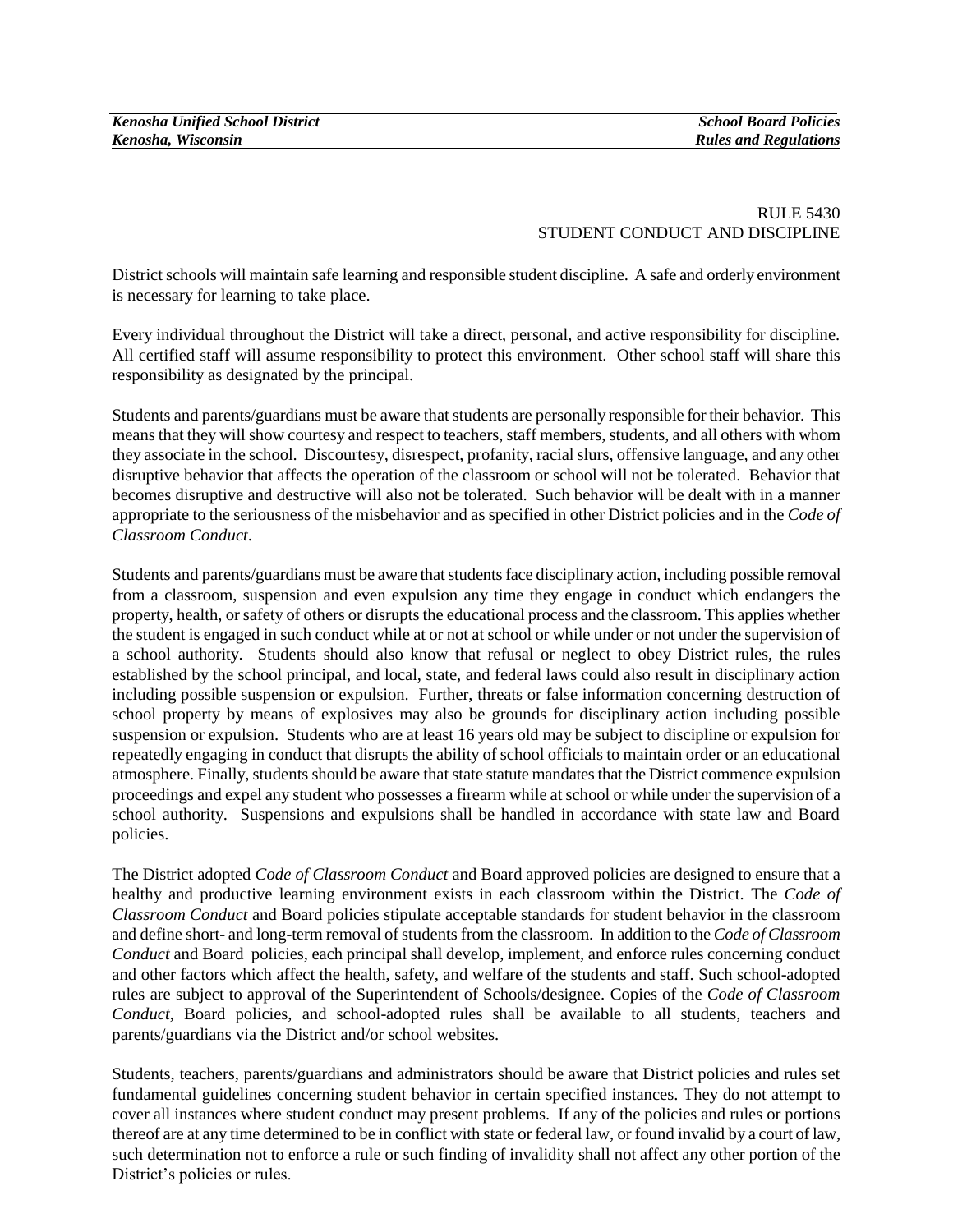RULE 5430
STUDENT CONDUCT AND DISCIPLINE

District schools will maintain safe learning and responsible student discipline. A safe and orderly environment is necessary for learning to take place.

Every individual throughout the District will take a direct, personal, and active responsibility for discipline. All certified staff will assume responsibility to protect this environment. Other school staff will share this responsibility as designated by the principal.

Students and parents/guardians must be aware that students are personally responsible for their behavior. This means that they will show courtesy and respect to teachers, staff members, students, and all others with whom they associate in the school. Discourtesy, disrespect, profanity, racial slurs, offensive language, and any other disruptive behavior that affects the operation of the classroom or school will not be tolerated. Behavior that becomes disruptive and destructive will also not be tolerated. Such behavior will be dealt with in a manner appropriate to the seriousness of the misbehavior and as specified in other District policies and in the *Code of Classroom Conduct*.

Students and parents/guardians must be aware that students face disciplinary action, including possible removal from a classroom, suspension and even expulsion any time they engage in conduct which endangers the property, health, or safety of others or disrupts the educational process and the classroom. This applies whether the student is engaged in such conduct while at or not at school or while under or not under the supervision of a school authority. Students should also know that refusal or neglect to obey District rules, the rules established by the school principal, and local, state, and federal laws could also result in disciplinary action including possible suspension or expulsion. Further, threats or false information concerning destruction of school property by means of explosives may also be grounds for disciplinary action including possible suspension or expulsion. Students who are at least 16 years old may be subject to discipline or expulsion for repeatedly engaging in conduct that disrupts the ability of school officials to maintain order or an educational atmosphere. Finally, students should be aware that state statute mandates that the District commence expulsion proceedings and expel any student who possesses a firearm while at school or while under the supervision of a school authority. Suspensions and expulsions shall be handled in accordance with state law and Board policies.

The District adopted *Code of Classroom Conduct* and Board approved policies are designed to ensure that a healthy and productive learning environment exists in each classroom within the District. The *Code of Classroom Conduct* and Board policies stipulate acceptable standards for student behavior in the classroom and define short- and long-term removal of students from the classroom. In addition to the *Code of Classroom Conduct* and Board policies, each principal shall develop, implement, and enforce rules concerning conduct and other factors which affect the health, safety, and welfare of the students and staff. Such school-adopted rules are subject to approval of the Superintendent of Schools/designee. Copies of the *Code of Classroom Conduct*, Board policies, and school-adopted rules shall be available to all students, teachers and parents/guardians via the District and/or school websites.

Students, teachers, parents/guardians and administrators should be aware that District policies and rules set fundamental guidelines concerning student behavior in certain specified instances. They do not attempt to cover all instances where student conduct may present problems. If any of the policies and rules or portions thereof are at any time determined to be in conflict with state or federal law, or found invalid by a court of law, such determination not to enforce a rule or such finding of invalidity shall not affect any other portion of the District's policies or rules.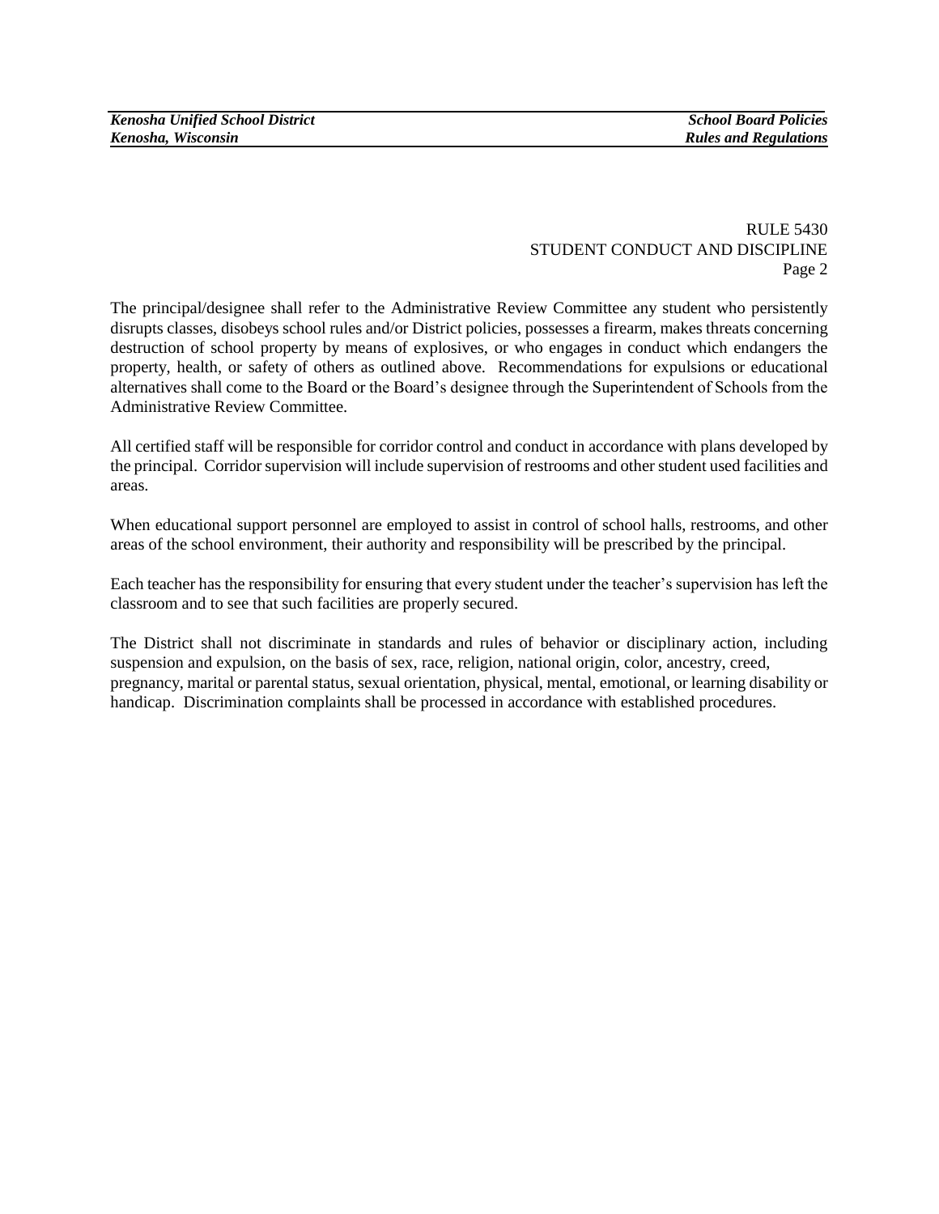The principal/designee shall refer to the Administrative Review Committee any student who persistently disrupts classes, disobeys school rules and/or District policies, possesses a firearm, makes threats concerning destruction of school property by means of explosives, or who engages in conduct which endangers the property, health, or safety of others as outlined above. Recommendations for expulsions or educational alternatives shall come to the Board or the Board's designee through the Superintendent of Schools from the Administrative Review Committee.

All certified staff will be responsible for corridor control and conduct in accordance with plans developed by the principal. Corridor supervision will include supervision of restrooms and other student used facilities and areas.

When educational support personnel are employed to assist in control of school halls, restrooms, and other areas of the school environment, their authority and responsibility will be prescribed by the principal.

Each teacher has the responsibility for ensuring that every student under the teacher's supervision has left the classroom and to see that such facilities are properly secured.

The District shall not discriminate in standards and rules of behavior or disciplinary action, including suspension and expulsion, on the basis of sex, race, religion, national origin, color, ancestry, creed, pregnancy, marital or parental status, sexual orientation, physical, mental, emotional, or learning disability or handicap. Discrimination complaints shall be processed in accordance with established procedures.